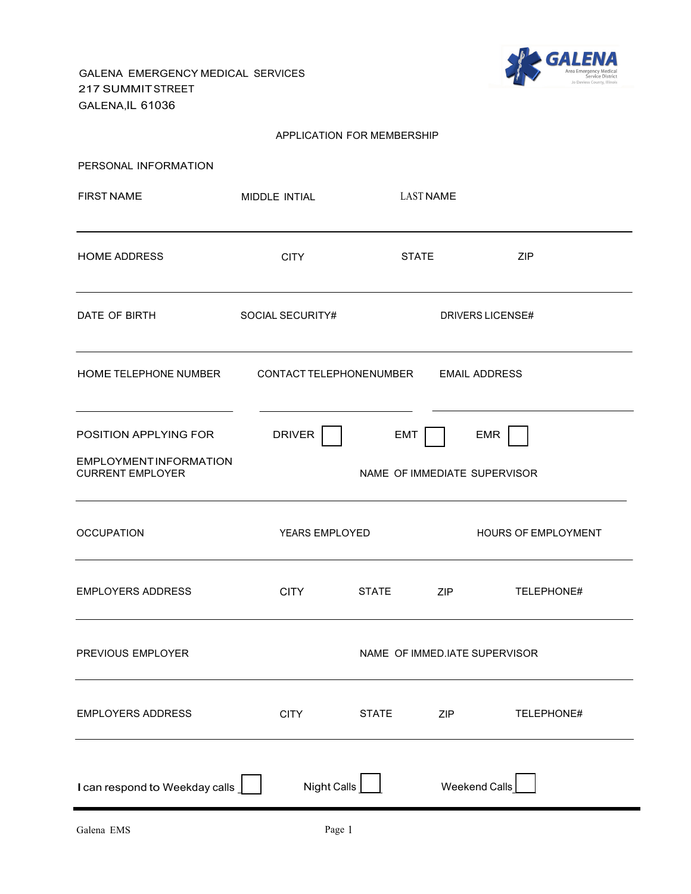GALENA EMERGENCY MEDICAL SERVICES
217 SUMMIT STREET
GALENA,IL 61036

GALENA
Area Emergency Medical Service District
Jo Daviess County, Illinois

# APPLICATION FOR MEMBERSHIP

## PERSONAL INFORMATION

FIRST NAME  MIDDLE INTIAL  LAST NAME

---

HOME ADDRESS  CITY  STATE  ZIP

---

DATE OF BIRTH  SOCIAL SECURITY#  DRIVERS LICENSE#

---

HOME TELEPHONE NUMBER  CONTACT TELEPHONENUMBER  EMAIL ADDRESS

---

POSITION APPLYING FOR  DRIVER ☐  EMT ☐  EMR ☐

## EMPLOYMENT INFORMATION

CURRENT EMPLOYER  NAME OF IMMEDIATE SUPERVISOR

---

OCCUPATION  YEARS EMPLOYED  HOURS OF EMPLOYMENT

---

EMPLOYERS ADDRESS  CITY  STATE  ZIP  TELEPHONE#

---

PREVIOUS EMPLOYER  NAME OF IMMED.IATE SUPERVISOR

---

EMPLOYERS ADDRESS  CITY  STATE  ZIP  TELEPHONE#

---

I can respond to Weekday calls ☐  Night Calls ☐  Weekend Calls ☐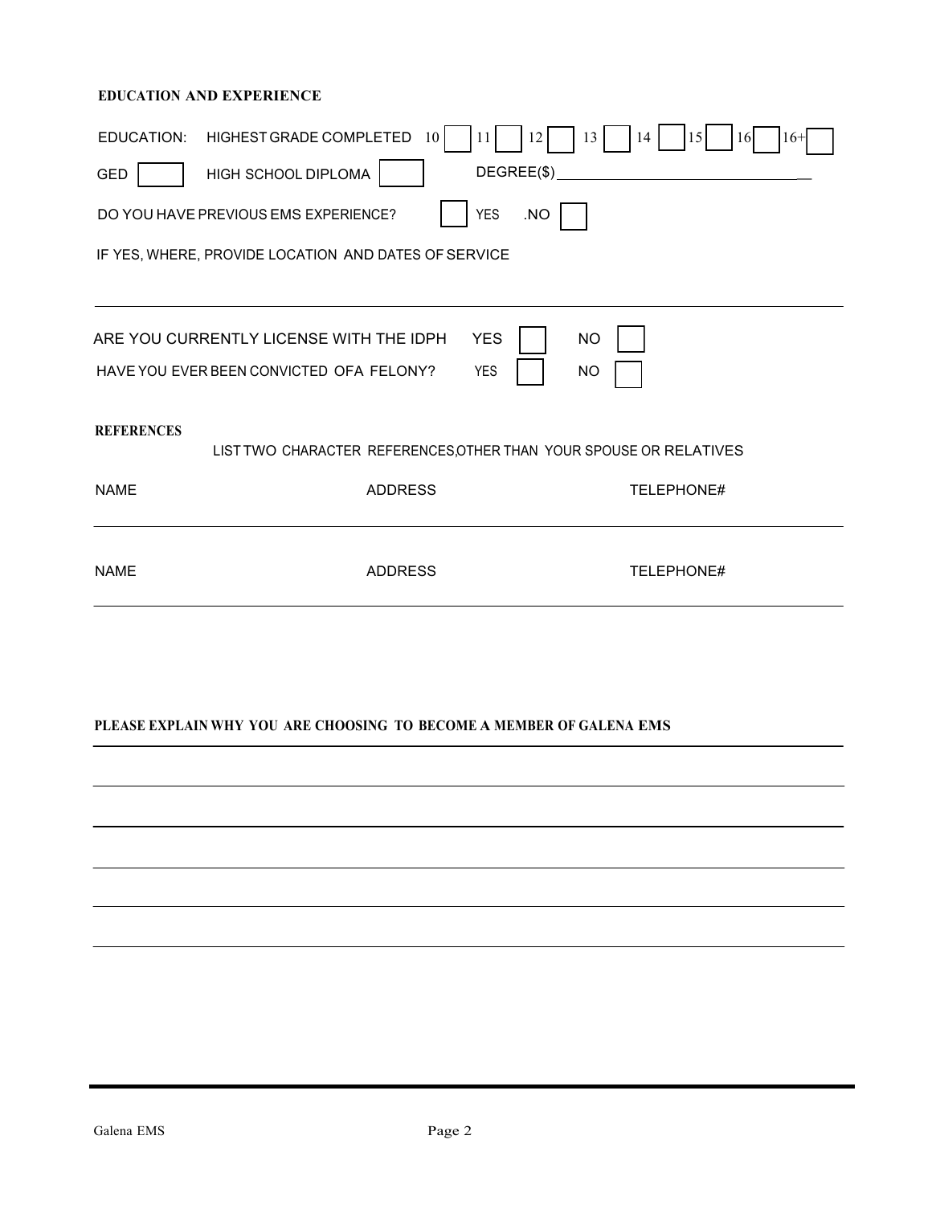**EDUCATION AND EXPERIENCE**

EDUCATION: HIGHEST GRADE COMPLETED 10 [ ] 11 [ ] 12 [ ] 13 [ ] 14 [ ] 15 [ ] 16 [ ] 16+ [ ]

GED [ ] HIGH SCHOOL DIPLOMA [ ] DEGREE($) ________________________________

DO YOU HAVE PREVIOUS EMS EXPERIENCE? [ ] YES .NO [ ]

IF YES, WHERE, PROVIDE LOCATION AND DATES OF SERVICE

______________________________________________________________________________

ARE YOU CURRENTLY LICENSE WITH THE IDPH YES [ ] NO [ ]

HAVE YOU EVER BEEN CONVICTED OFA FELONY? YES [ ] NO [ ]

**REFERENCES**

LIST TWO CHARACTER REFERENCES,OTHER THAN YOUR SPOUSE OR RELATIVES

| NAME | ADDRESS | TELEPHONE# |
| --- | --- | --- |
| | | |

| NAME | ADDRESS | TELEPHONE# |
| --- | --- | --- |
| | | |

**PLEASE EXPLAIN WHY YOU ARE CHOOSING TO BECOME A MEMBER OF GALENA EMS**

______________________________________________________________________________

______________________________________________________________________________

______________________________________________________________________________

______________________________________________________________________________

______________________________________________________________________________

______________________________________________________________________________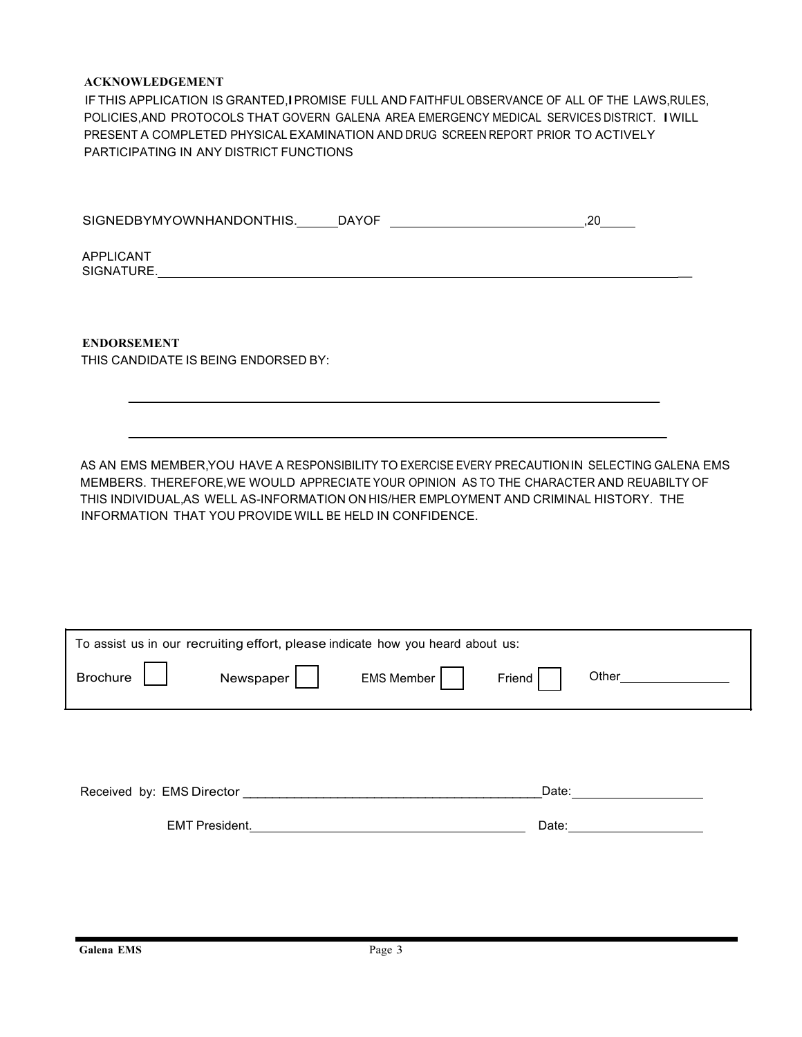**ACKNOWLEDGEMENT**

IF THIS APPLICATION IS GRANTED,I PROMISE FULL AND FAITHFUL OBSERVANCE OF ALL OF THE LAWS,RULES, POLICIES,AND PROTOCOLS THAT GOVERN GALENA AREA EMERGENCY MEDICAL SERVICES DISTRICT. I WILL PRESENT A COMPLETED PHYSICAL EXAMINATION AND DRUG SCREEN REPORT PRIOR TO ACTIVELY PARTICIPATING IN ANY DISTRICT FUNCTIONS

SIGNEDBYMYOWNHANDONTHIS.______DAYOF ____________________________,20_____

APPLICANT SIGNATURE.________________________________________________________________________________

**ENDORSEMENT**

THIS CANDIDATE IS BEING ENDORSED BY:

________________________________________________________________________________

________________________________________________________________________________

AS AN EMS MEMBER,YOU HAVE A RESPONSIBILITY TO EXERCISE EVERY PRECAUTION IN SELECTING GALENA EMS MEMBERS. THEREFORE,WE WOULD APPRECIATE YOUR OPINION AS TO THE CHARACTER AND REUABILTY OF THIS INDIVIDUAL,AS WELL AS-INFORMATION ON HIS/HER EMPLOYMENT AND CRIMINAL HISTORY. THE INFORMATION THAT YOU PROVIDE WILL BE HELD IN CONFIDENCE.

| To assist us in our recruiting effort, please indicate how you heard about us: | | | | |
|---|---|---|---|---|
| Brochure ☐ | Newspaper ☐ | EMS Member ☐ | Friend ☐ | Other_______________ |

Received by: EMS Director __________________________________________Date:___________________

EMT President.________________________________________ Date:___________________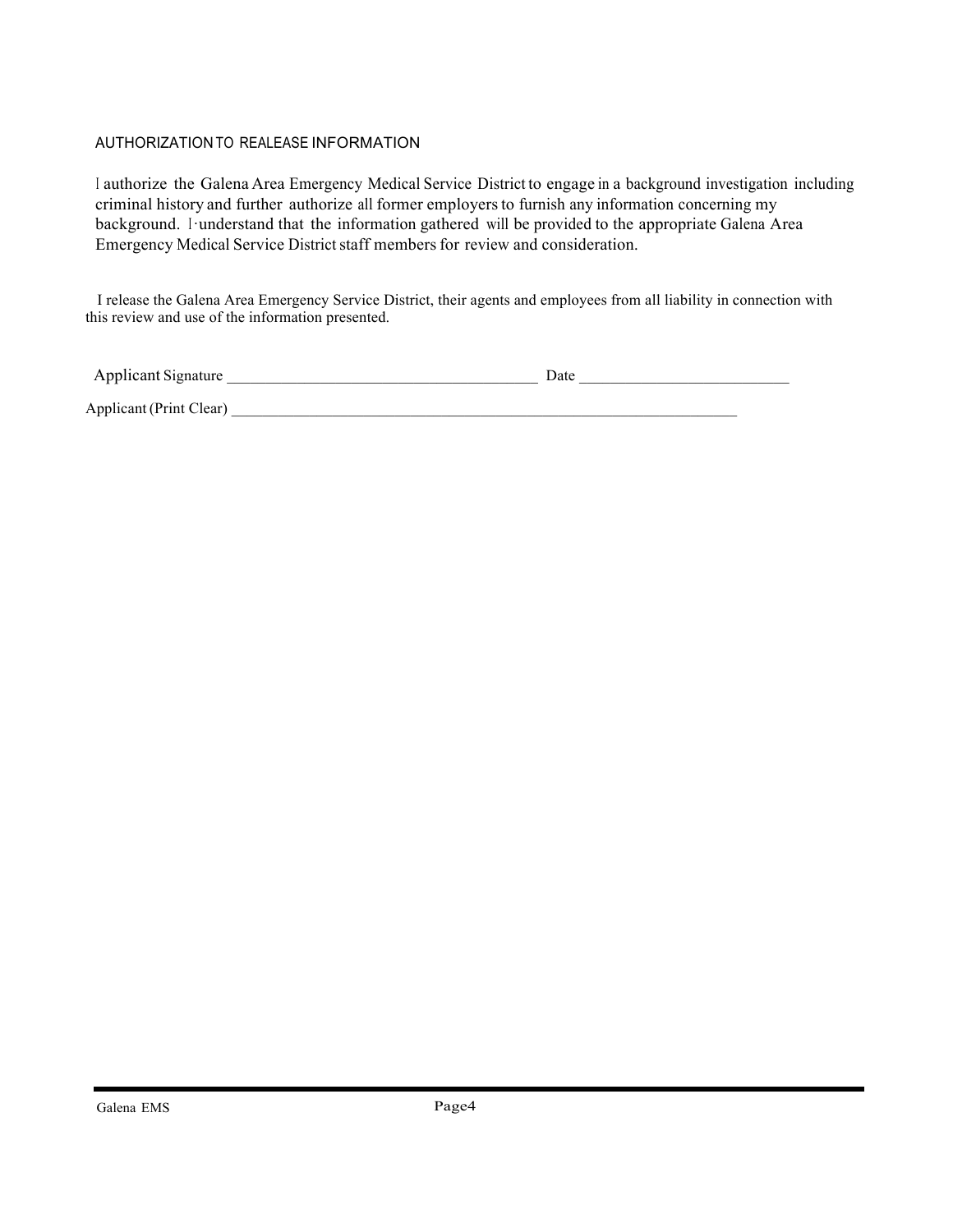## AUTHORIZATION TO REALEASE INFORMATION

I authorize the Galena Area Emergency Medical Service District to engage in a background investigation including criminal history and further authorize all former employers to furnish any information concerning my background. I·understand that the information gathered will be provided to the appropriate Galena Area Emergency Medical Service District staff members for review and consideration.

I release the Galena Area Emergency Service District, their agents and employees from all liability in connection with this review and use of the information presented.

Applicant Signature ________________________________________ Date ___________________________

Applicant (Print Clear) _________________________________________________________________